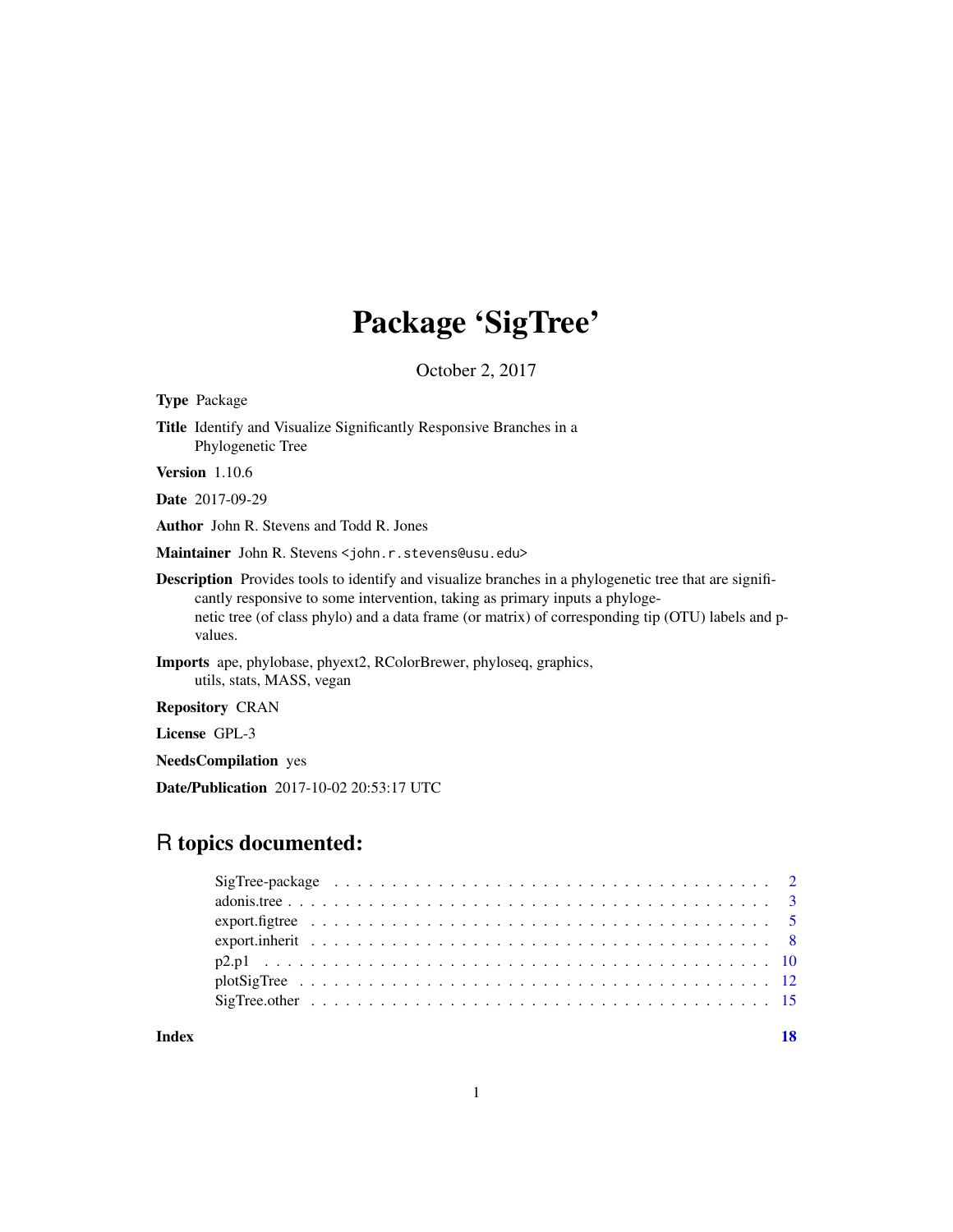# Package 'SigTree'

October 2, 2017

**Type** Package

**Title** Identify and Visualize Significantly Responsive Branches in a Phylogenetic Tree

**Version** 1.10.6

**Date** 2017-09-29

**Author** John R. Stevens and Todd R. Jones

**Maintainer** John R. Stevens <john.r.stevens@usu.edu>

**Description** Provides tools to identify and visualize branches in a phylogenetic tree that are significantly responsive to some intervention, taking as primary inputs a phylogenetic tree (of class phylo) and a data frame (or matrix) of corresponding tip (OTU) labels and p-values.

**Imports** ape, phylobase, phyext2, RColorBrewer, phyloseq, graphics, utils, stats, MASS, vegan

**Repository** CRAN

**License** GPL-3

**NeedsCompilation** yes

**Date/Publication** 2017-10-02 20:53:17 UTC

## R topics documented:

- SigTree-package . . . . . . . . . . 2
- adonis.tree . . . . . . . . . . 3
- export.figtree . . . . . . . . . . 5
- export.inherit . . . . . . . . . . 8
- p2.p1 . . . . . . . . . . 10
- plotSigTree . . . . . . . . . . 12
- SigTree.other . . . . . . . . . . 15

**Index** 18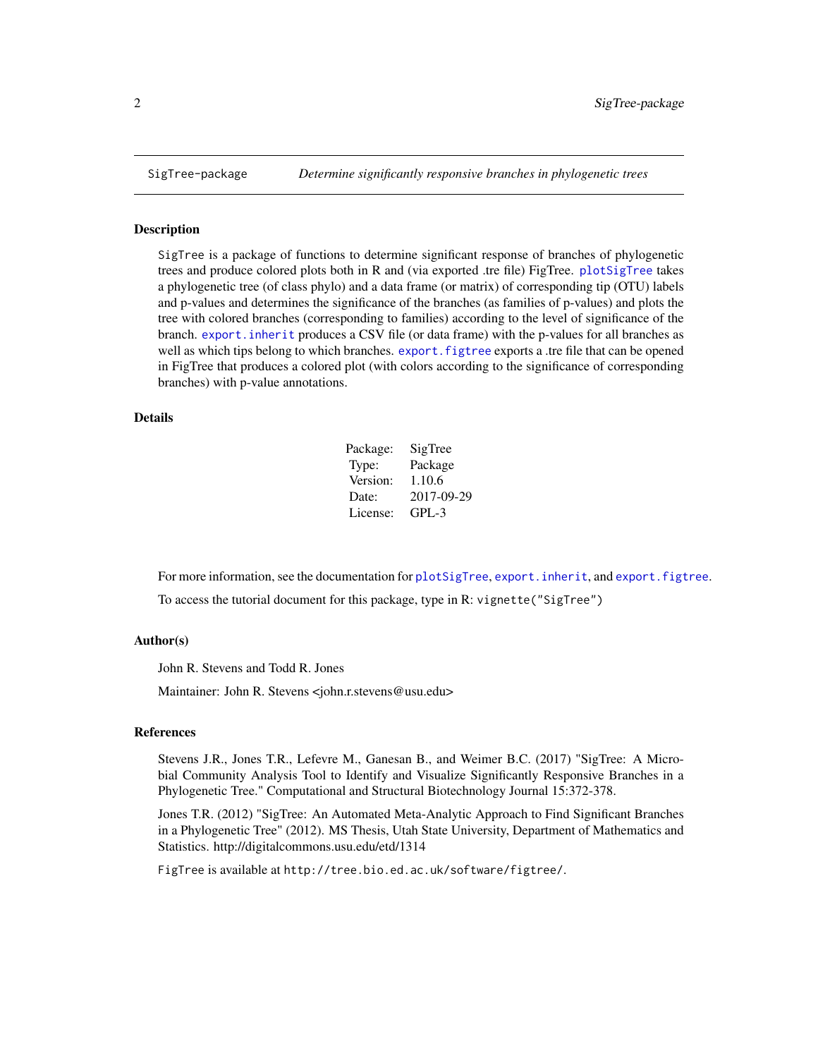SigTree-package *Determine significantly responsive branches in phylogenetic trees*

## Description

SigTree is a package of functions to determine significant response of branches of phylogenetic trees and produce colored plots both in R and (via exported .tre file) FigTree. plotSigTree takes a phylogenetic tree (of class phylo) and a data frame (or matrix) of corresponding tip (OTU) labels and p-values and determines the significance of the branches (as families of p-values) and plots the tree with colored branches (corresponding to families) according to the level of significance of the branch. export.inherit produces a CSV file (or data frame) with the p-values for all branches as well as which tips belong to which branches. export.figtree exports a .tre file that can be opened in FigTree that produces a colored plot (with colors according to the significance of corresponding branches) with p-value annotations.

## Details

| | |
|---|---|
| Package: | SigTree |
| Type: | Package |
| Version: | 1.10.6 |
| Date: | 2017-09-29 |
| License: | GPL-3 |

For more information, see the documentation for plotSigTree, export.inherit, and export.figtree.

To access the tutorial document for this package, type in R: `vignette("SigTree")`

## Author(s)

John R. Stevens and Todd R. Jones

Maintainer: John R. Stevens <john.r.stevens@usu.edu>

## References

Stevens J.R., Jones T.R., Lefevre M., Ganesan B., and Weimer B.C. (2017) "SigTree: A Microbial Community Analysis Tool to Identify and Visualize Significantly Responsive Branches in a Phylogenetic Tree." Computational and Structural Biotechnology Journal 15:372-378.

Jones T.R. (2012) "SigTree: An Automated Meta-Analytic Approach to Find Significant Branches in a Phylogenetic Tree" (2012). MS Thesis, Utah State University, Department of Mathematics and Statistics. http://digitalcommons.usu.edu/etd/1314

FigTree is available at `http://tree.bio.ed.ac.uk/software/figtree/`.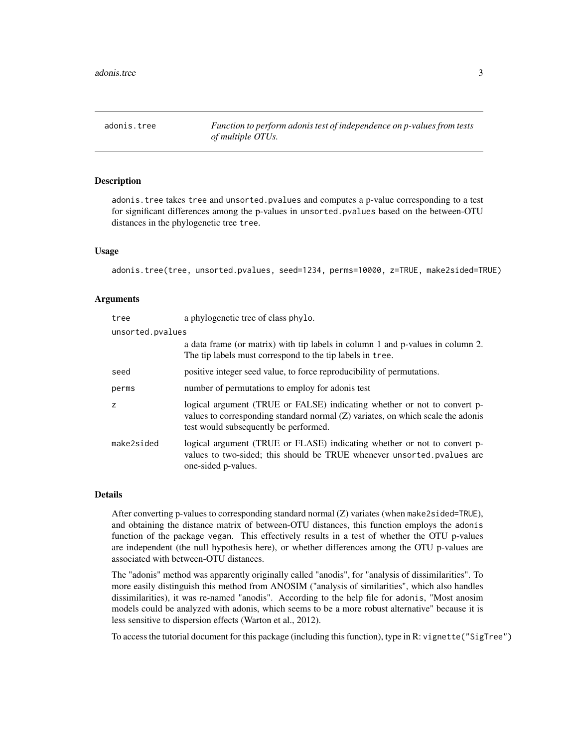# adonis.tree

*Function to perform adonis test of independence on p-values from tests of multiple OTUs.*

## Description

adonis.tree takes tree and unsorted.pvalues and computes a p-value corresponding to a test for significant differences among the p-values in unsorted.pvalues based on the between-OTU distances in the phylogenetic tree tree.

## Usage

```
adonis.tree(tree, unsorted.pvalues, seed=1234, perms=10000, z=TRUE, make2sided=TRUE)
```

## Arguments

| | |
|---|---|
| tree | a phylogenetic tree of class phylo. |
| unsorted.pvalues | a data frame (or matrix) with tip labels in column 1 and p-values in column 2. The tip labels must correspond to the tip labels in tree. |
| seed | positive integer seed value, to force reproducibility of permutations. |
| perms | number of permutations to employ for adonis test |
| z | logical argument (TRUE or FALSE) indicating whether or not to convert p-values to corresponding standard normal (Z) variates, on which scale the adonis test would subsequently be performed. |
| make2sided | logical argument (TRUE or FLASE) indicating whether or not to convert p-values to two-sided; this should be TRUE whenever unsorted.pvalues are one-sided p-values. |

## Details

After converting p-values to corresponding standard normal (Z) variates (when make2sided=TRUE), and obtaining the distance matrix of between-OTU distances, this function employs the adonis function of the package vegan. This effectively results in a test of whether the OTU p-values are independent (the null hypothesis here), or whether differences among the OTU p-values are associated with between-OTU distances.

The "adonis" method was apparently originally called "anodis", for "analysis of dissimilarities". To more easily distinguish this method from ANOSIM ("analysis of similarities", which also handles dissimilarities), it was re-named "anodis". According to the help file for adonis, "Most anosim models could be analyzed with adonis, which seems to be a more robust alternative" because it is less sensitive to dispersion effects (Warton et al., 2012).

To access the tutorial document for this package (including this function), type in R: vignette("SigTree")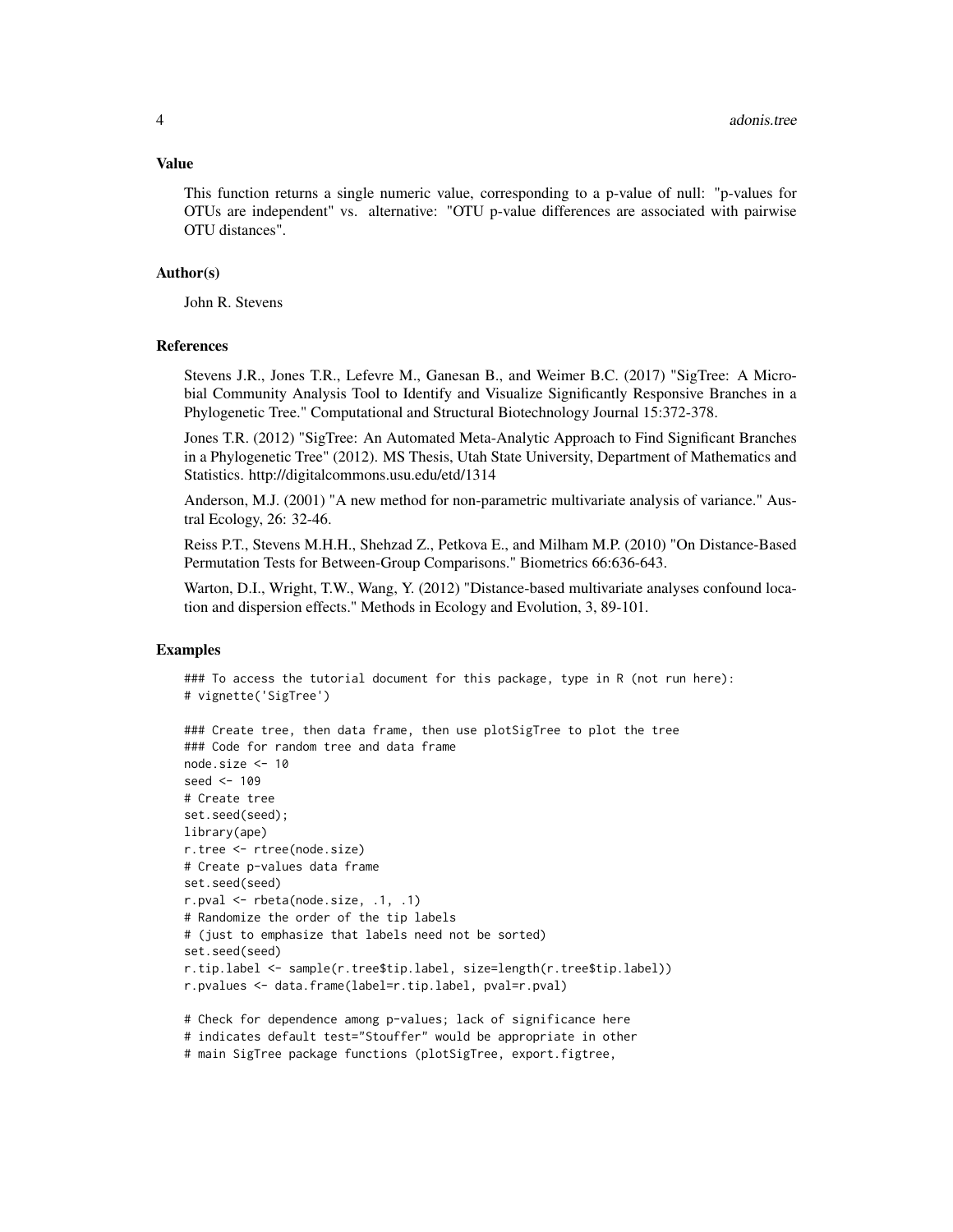## Value

This function returns a single numeric value, corresponding to a p-value of null: "p-values for OTUs are independent" vs. alternative: "OTU p-value differences are associated with pairwise OTU distances".

## Author(s)

John R. Stevens

## References

Stevens J.R., Jones T.R., Lefevre M., Ganesan B., and Weimer B.C. (2017) "SigTree: A Microbial Community Analysis Tool to Identify and Visualize Significantly Responsive Branches in a Phylogenetic Tree." Computational and Structural Biotechnology Journal 15:372-378.

Jones T.R. (2012) "SigTree: An Automated Meta-Analytic Approach to Find Significant Branches in a Phylogenetic Tree" (2012). MS Thesis, Utah State University, Department of Mathematics and Statistics. http://digitalcommons.usu.edu/etd/1314

Anderson, M.J. (2001) "A new method for non-parametric multivariate analysis of variance." Austral Ecology, 26: 32-46.

Reiss P.T., Stevens M.H.H., Shehzad Z., Petkova E., and Milham M.P. (2010) "On Distance-Based Permutation Tests for Between-Group Comparisons." Biometrics 66:636-643.

Warton, D.I., Wright, T.W., Wang, Y. (2012) "Distance-based multivariate analyses confound location and dispersion effects." Methods in Ecology and Evolution, 3, 89-101.

## Examples

```
### To access the tutorial document for this package, type in R (not run here):
# vignette('SigTree')

### Create tree, then data frame, then use plotSigTree to plot the tree
### Code for random tree and data frame
node.size <- 10
seed <- 109
# Create tree
set.seed(seed);
library(ape)
r.tree <- rtree(node.size)
# Create p-values data frame
set.seed(seed)
r.pval <- rbeta(node.size, .1, .1)
# Randomize the order of the tip labels
# (just to emphasize that labels need not be sorted)
set.seed(seed)
r.tip.label <- sample(r.tree$tip.label, size=length(r.tree$tip.label))
r.pvalues <- data.frame(label=r.tip.label, pval=r.pval)

# Check for dependence among p-values; lack of significance here
# indicates default test="Stouffer" would be appropriate in other
# main SigTree package functions (plotSigTree, export.figtree,
```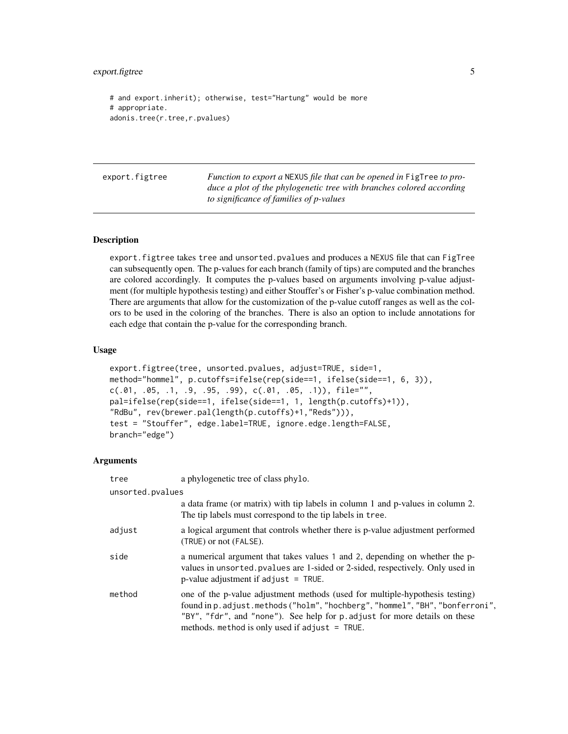```
# and export.inherit); otherwise, test="Hartung" would be more
# appropriate.
adonis.tree(r.tree,r.pvalues)
```

---

## export.figtree

*Function to export a* NEXUS *file that can be opened in* FigTree *to produce a plot of the phylogenetic tree with branches colored according to significance of families of p-values*

---

### Description

export.figtree takes tree and unsorted.pvalues and produces a NEXUS file that can FigTree can subsequently open. The p-values for each branch (family of tips) are computed and the branches are colored accordingly. It computes the p-values based on arguments involving p-value adjustment (for multiple hypothesis testing) and either Stouffer's or Fisher's p-value combination method. There are arguments that allow for the customization of the p-value cutoff ranges as well as the colors to be used in the coloring of the branches. There is also an option to include annotations for each edge that contain the p-value for the corresponding branch.

### Usage

```
export.figtree(tree, unsorted.pvalues, adjust=TRUE, side=1,
method="hommel", p.cutoffs=ifelse(rep(side==1, ifelse(side==1, 6, 3)),
c(.01, .05, .1, .9, .95, .99), c(.01, .05, .1)), file="",
pal=ifelse(rep(side==1, ifelse(side==1, 1, length(p.cutoffs)+1)),
"RdBu", rev(brewer.pal(length(p.cutoffs)+1,"Reds"))),
test = "Stouffer", edge.label=TRUE, ignore.edge.length=FALSE,
branch="edge")
```

### Arguments

| | |
|---|---|
| tree | a phylogenetic tree of class phylo. |
| unsorted.pvalues | a data frame (or matrix) with tip labels in column 1 and p-values in column 2. The tip labels must correspond to the tip labels in tree. |
| adjust | a logical argument that controls whether there is p-value adjustment performed (TRUE) or not (FALSE). |
| side | a numerical argument that takes values 1 and 2, depending on whether the p-values in unsorted.pvalues are 1-sided or 2-sided, respectively. Only used in p-value adjustment if adjust = TRUE. |
| method | one of the p-value adjustment methods (used for multiple-hypothesis testing) found in p.adjust.methods ("holm", "hochberg", "hommel", "BH", "bonferroni", "BY", "fdr", and "none"). See help for p.adjust for more details on these methods. method is only used if adjust = TRUE. |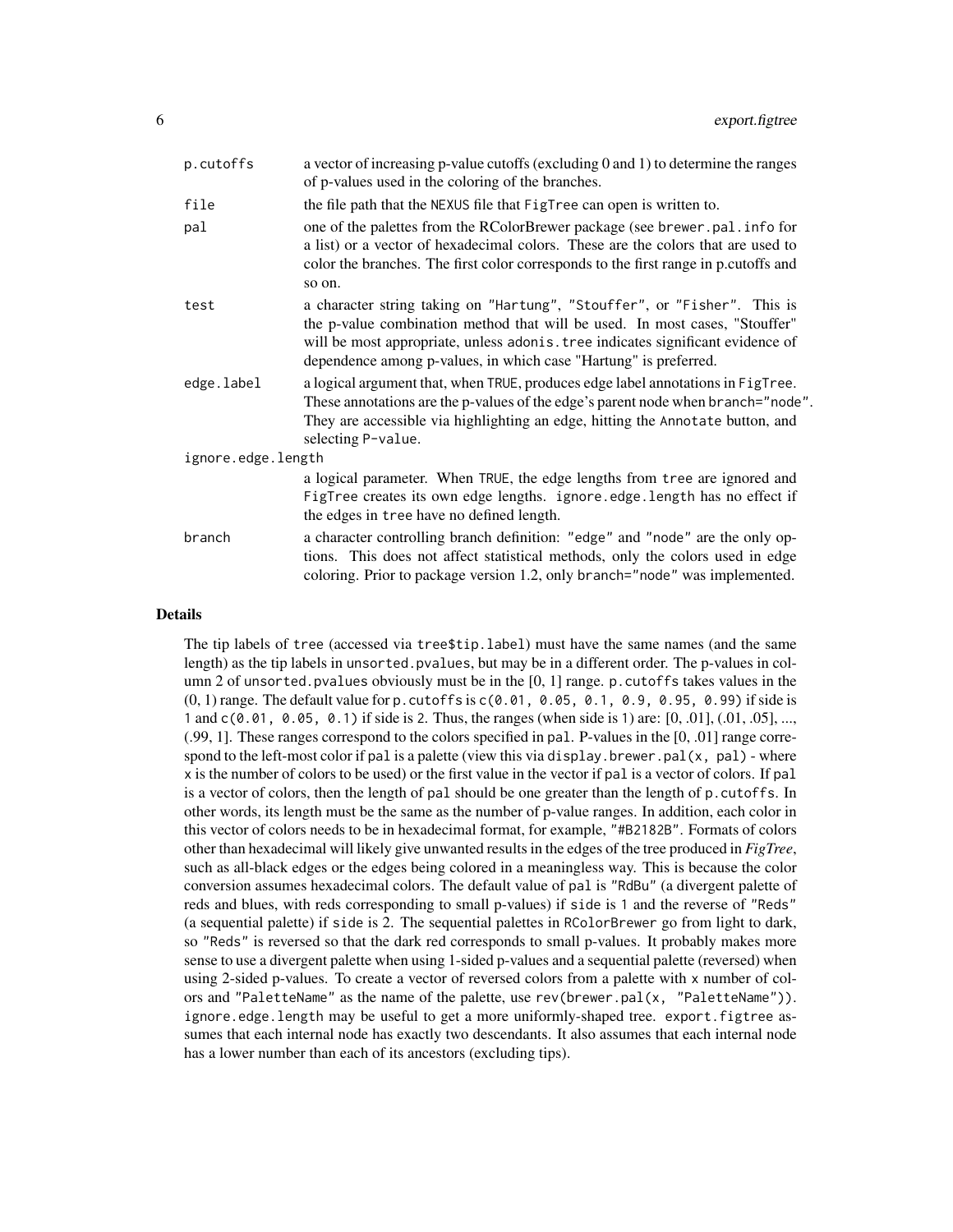| | |
|---|---|
| p.cutoffs | a vector of increasing p-value cutoffs (excluding 0 and 1) to determine the ranges of p-values used in the coloring of the branches. |
| file | the file path that the NEXUS file that FigTree can open is written to. |
| pal | one of the palettes from the RColorBrewer package (see brewer.pal.info for a list) or a vector of hexadecimal colors. These are the colors that are used to color the branches. The first color corresponds to the first range in p.cutoffs and so on. |
| test | a character string taking on "Hartung", "Stouffer", or "Fisher". This is the p-value combination method that will be used. In most cases, "Stouffer" will be most appropriate, unless adonis.tree indicates significant evidence of dependence among p-values, in which case "Hartung" is preferred. |
| edge.label | a logical argument that, when TRUE, produces edge label annotations in FigTree. These annotations are the p-values of the edge's parent node when branch="node". They are accessible via highlighting an edge, hitting the Annotate button, and selecting P-value. |
| ignore.edge.length | a logical parameter. When TRUE, the edge lengths from tree are ignored and FigTree creates its own edge lengths. ignore.edge.length has no effect if the edges in tree have no defined length. |
| branch | a character controlling branch definition: "edge" and "node" are the only options. This does not affect statistical methods, only the colors used in edge coloring. Prior to package version 1.2, only branch="node" was implemented. |

## Details

The tip labels of tree (accessed via tree$tip.label) must have the same names (and the same length) as the tip labels in unsorted.pvalues, but may be in a different order. The p-values in column 2 of unsorted.pvalues obviously must be in the [0, 1] range. p.cutoffs takes values in the (0, 1) range. The default value for p.cutoffs is c(0.01, 0.05, 0.1, 0.9, 0.95, 0.99) if side is 1 and c(0.01, 0.05, 0.1) if side is 2. Thus, the ranges (when side is 1) are: [0, .01], (.01, .05], ..., (.99, 1]. These ranges correspond to the colors specified in pal. P-values in the [0, .01] range correspond to the left-most color if pal is a palette (view this via display.brewer.pal(x, pal) - where x is the number of colors to be used) or the first value in the vector if pal is a vector of colors. If pal is a vector of colors, then the length of pal should be one greater than the length of p.cutoffs. In other words, its length must be the same as the number of p-value ranges. In addition, each color in this vector of colors needs to be in hexadecimal format, for example, "#B2182B". Formats of colors other than hexadecimal will likely give unwanted results in the edges of the tree produced in *FigTree*, such as all-black edges or the edges being colored in a meaningless way. This is because the color conversion assumes hexadecimal colors. The default value of pal is "RdBu" (a divergent palette of reds and blues, with reds corresponding to small p-values) if side is 1 and the reverse of "Reds" (a sequential palette) if side is 2. The sequential palettes in RColorBrewer go from light to dark, so "Reds" is reversed so that the dark red corresponds to small p-values. It probably makes more sense to use a divergent palette when using 1-sided p-values and a sequential palette (reversed) when using 2-sided p-values. To create a vector of reversed colors from a palette with x number of colors and "PaletteName" as the name of the palette, use rev(brewer.pal(x, "PaletteName")). ignore.edge.length may be useful to get a more uniformly-shaped tree. export.figtree assumes that each internal node has exactly two descendants. It also assumes that each internal node has a lower number than each of its ancestors (excluding tips).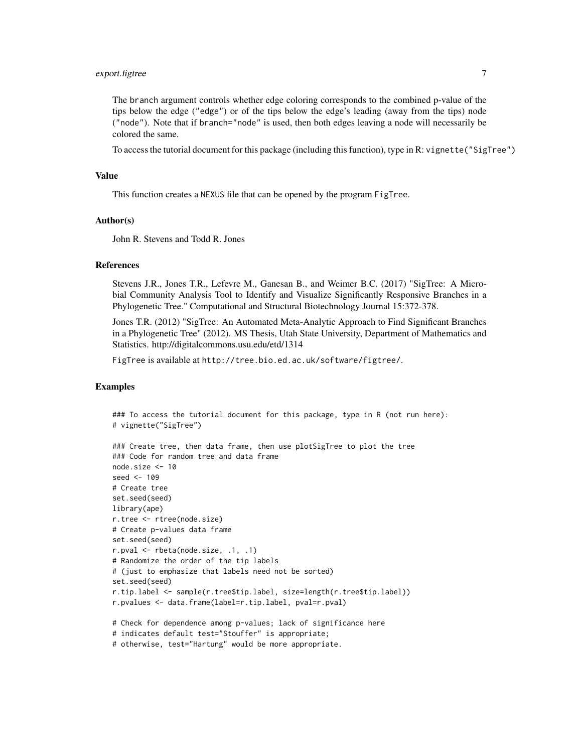The `branch` argument controls whether edge coloring corresponds to the combined p-value of the tips below the edge (`"edge"`) or of the tips below the edge's leading (away from the tips) node (`"node"`). Note that if `branch="node"` is used, then both edges leaving a node will necessarily be colored the same.

To access the tutorial document for this package (including this function), type in R: `vignette("SigTree")`

## Value

This function creates a `NEXUS` file that can be opened by the program `FigTree`.

## Author(s)

John R. Stevens and Todd R. Jones

## References

Stevens J.R., Jones T.R., Lefevre M., Ganesan B., and Weimer B.C. (2017) "SigTree: A Microbial Community Analysis Tool to Identify and Visualize Significantly Responsive Branches in a Phylogenetic Tree." Computational and Structural Biotechnology Journal 15:372-378.

Jones T.R. (2012) "SigTree: An Automated Meta-Analytic Approach to Find Significant Branches in a Phylogenetic Tree" (2012). MS Thesis, Utah State University, Department of Mathematics and Statistics. http://digitalcommons.usu.edu/etd/1314

`FigTree` is available at `http://tree.bio.ed.ac.uk/software/figtree/`.

## Examples

```
### To access the tutorial document for this package, type in R (not run here):
# vignette("SigTree")

### Create tree, then data frame, then use plotSigTree to plot the tree
### Code for random tree and data frame
node.size <- 10
seed <- 109
# Create tree
set.seed(seed)
library(ape)
r.tree <- rtree(node.size)
# Create p-values data frame
set.seed(seed)
r.pval <- rbeta(node.size, .1, .1)
# Randomize the order of the tip labels
# (just to emphasize that labels need not be sorted)
set.seed(seed)
r.tip.label <- sample(r.tree$tip.label, size=length(r.tree$tip.label))
r.pvalues <- data.frame(label=r.tip.label, pval=r.pval)

# Check for dependence among p-values; lack of significance here
# indicates default test="Stouffer" is appropriate;
# otherwise, test="Hartung" would be more appropriate.
```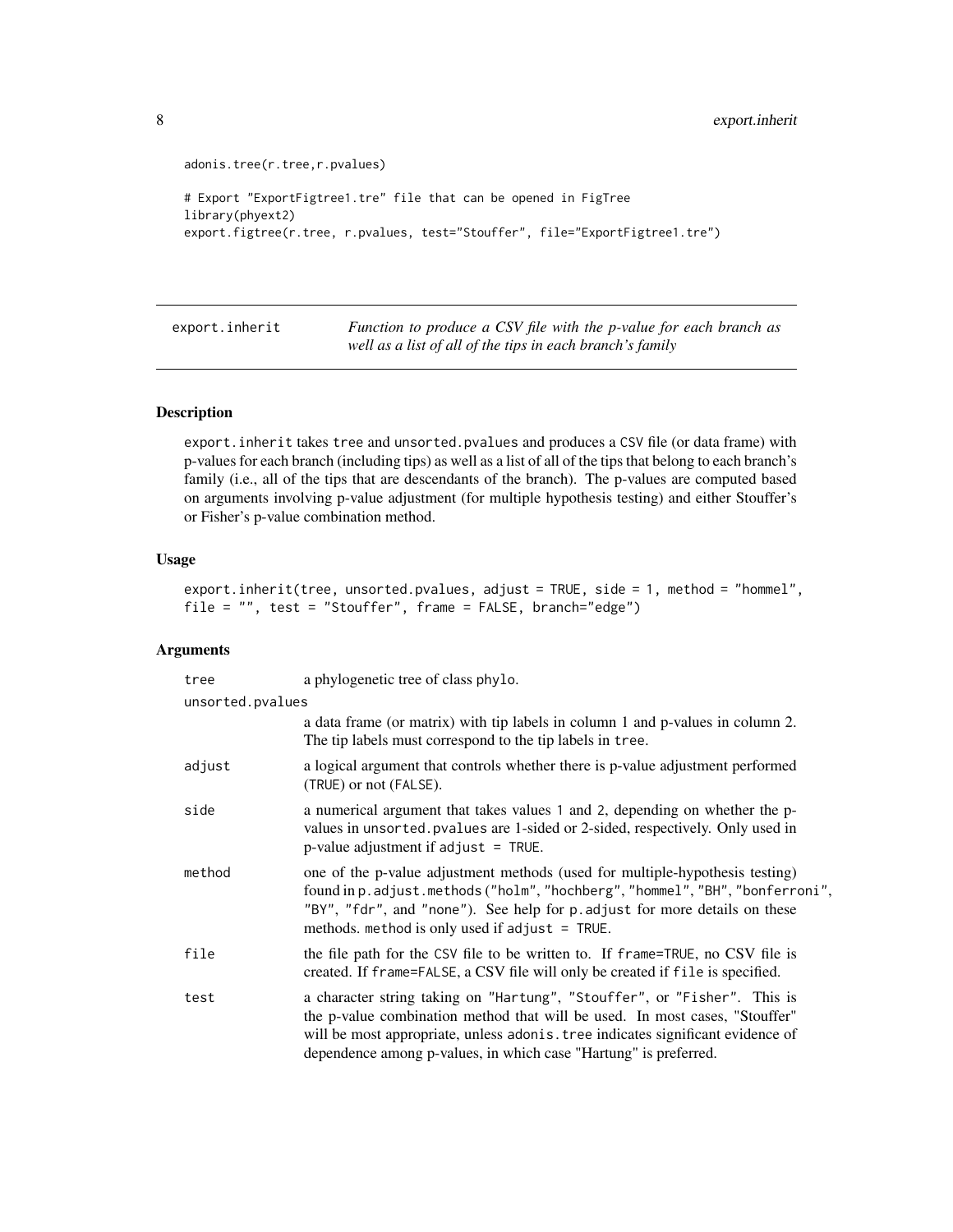```
adonis.tree(r.tree,r.pvalues)

# Export "ExportFigtree1.tre" file that can be opened in FigTree
library(phyext2)
export.figtree(r.tree, r.pvalues, test="Stouffer", file="ExportFigtree1.tre")
```

---

## export.inherit — *Function to produce a CSV file with the p-value for each branch as well as a list of all of the tips in each branch's family*

### Description

export.inherit takes tree and unsorted.pvalues and produces a CSV file (or data frame) with p-values for each branch (including tips) as well as a list of all of the tips that belong to each branch's family (i.e., all of the tips that are descendants of the branch). The p-values are computed based on arguments involving p-value adjustment (for multiple hypothesis testing) and either Stouffer's or Fisher's p-value combination method.

### Usage

```
export.inherit(tree, unsorted.pvalues, adjust = TRUE, side = 1, method = "hommel",
file = "", test = "Stouffer", frame = FALSE, branch="edge")
```

### Arguments

| | |
|---|---|
| tree | a phylogenetic tree of class phylo. |
| unsorted.pvalues | a data frame (or matrix) with tip labels in column 1 and p-values in column 2. The tip labels must correspond to the tip labels in tree. |
| adjust | a logical argument that controls whether there is p-value adjustment performed (TRUE) or not (FALSE). |
| side | a numerical argument that takes values 1 and 2, depending on whether the p-values in unsorted.pvalues are 1-sided or 2-sided, respectively. Only used in p-value adjustment if adjust = TRUE. |
| method | one of the p-value adjustment methods (used for multiple-hypothesis testing) found in p.adjust.methods ("holm", "hochberg", "hommel", "BH", "bonferroni", "BY", "fdr", and "none"). See help for p.adjust for more details on these methods. method is only used if adjust = TRUE. |
| file | the file path for the CSV file to be written to. If frame=TRUE, no CSV file is created. If frame=FALSE, a CSV file will only be created if file is specified. |
| test | a character string taking on "Hartung", "Stouffer", or "Fisher". This is the p-value combination method that will be used. In most cases, "Stouffer" will be most appropriate, unless adonis.tree indicates significant evidence of dependence among p-values, in which case "Hartung" is preferred. |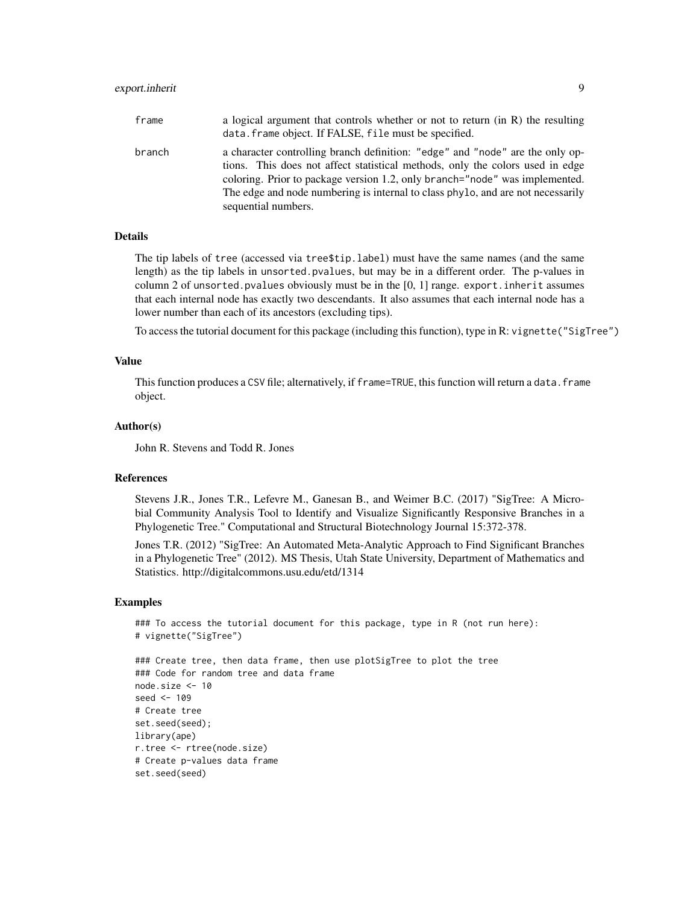| | |
|---|---|
| frame | a logical argument that controls whether or not to return (in R) the resulting data.frame object. If FALSE, file must be specified. |
| branch | a character controlling branch definition: "edge" and "node" are the only options. This does not affect statistical methods, only the colors used in edge coloring. Prior to package version 1.2, only branch="node" was implemented. The edge and node numbering is internal to class phylo, and are not necessarily sequential numbers. |

### Details

The tip labels of tree (accessed via tree$tip.label) must have the same names (and the same length) as the tip labels in unsorted.pvalues, but may be in a different order. The p-values in column 2 of unsorted.pvalues obviously must be in the [0, 1] range. export.inherit assumes that each internal node has exactly two descendants. It also assumes that each internal node has a lower number than each of its ancestors (excluding tips).

To access the tutorial document for this package (including this function), type in R: vignette("SigTree")

### Value

This function produces a CSV file; alternatively, if frame=TRUE, this function will return a data.frame object.

### Author(s)

John R. Stevens and Todd R. Jones

### References

Stevens J.R., Jones T.R., Lefevre M., Ganesan B., and Weimer B.C. (2017) "SigTree: A Microbial Community Analysis Tool to Identify and Visualize Significantly Responsive Branches in a Phylogenetic Tree." Computational and Structural Biotechnology Journal 15:372-378.

Jones T.R. (2012) "SigTree: An Automated Meta-Analytic Approach to Find Significant Branches in a Phylogenetic Tree" (2012). MS Thesis, Utah State University, Department of Mathematics and Statistics. http://digitalcommons.usu.edu/etd/1314

### Examples

```
### To access the tutorial document for this package, type in R (not run here):
# vignette("SigTree")

### Create tree, then data frame, then use plotSigTree to plot the tree
### Code for random tree and data frame
node.size <- 10
seed <- 109
# Create tree
set.seed(seed);
library(ape)
r.tree <- rtree(node.size)
# Create p-values data frame
set.seed(seed)
```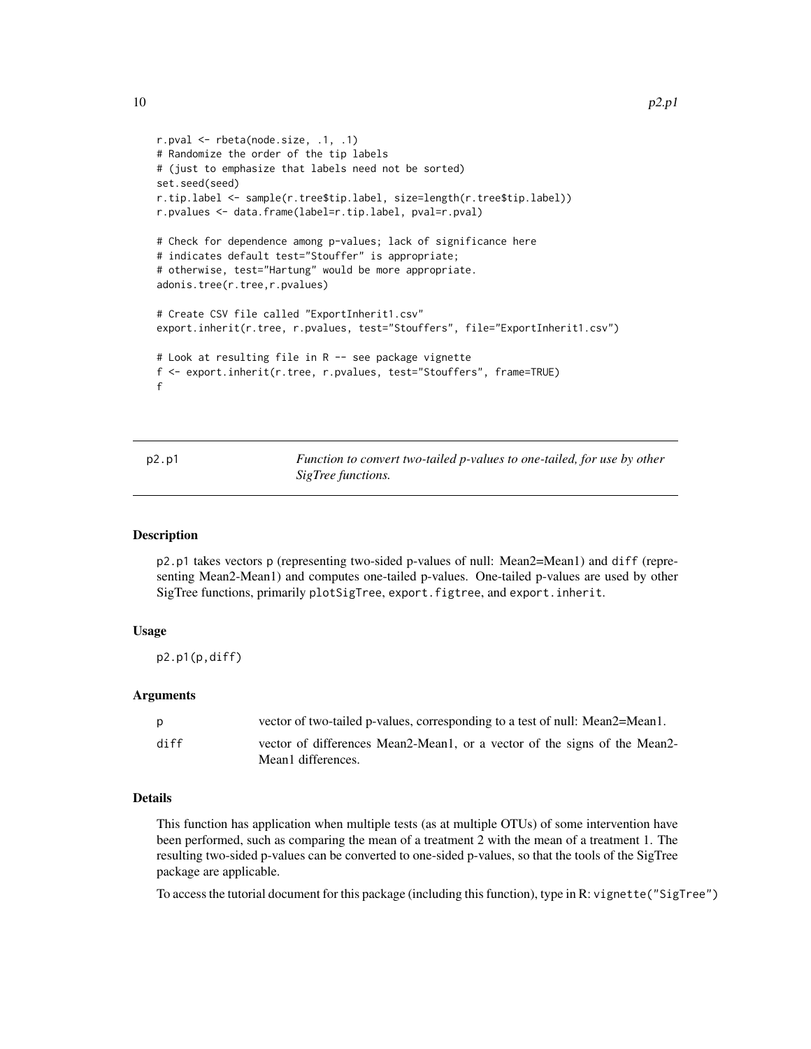```
r.pval <- rbeta(node.size, .1, .1)
# Randomize the order of the tip labels
# (just to emphasize that labels need not be sorted)
set.seed(seed)
r.tip.label <- sample(r.tree$tip.label, size=length(r.tree$tip.label))
r.pvalues <- data.frame(label=r.tip.label, pval=r.pval)

# Check for dependence among p-values; lack of significance here
# indicates default test="Stouffer" is appropriate;
# otherwise, test="Hartung" would be more appropriate.
adonis.tree(r.tree,r.pvalues)

# Create CSV file called "ExportInherit1.csv"
export.inherit(r.tree, r.pvalues, test="Stouffers", file="ExportInherit1.csv")

# Look at resulting file in R -- see package vignette
f <- export.inherit(r.tree, r.pvalues, test="Stouffers", frame=TRUE)
f
```

## p2.p1 — *Function to convert two-tailed p-values to one-tailed, for use by other SigTree functions.*

### Description

`p2.p1` takes vectors `p` (representing two-sided p-values of null: Mean2=Mean1) and `diff` (representing Mean2-Mean1) and computes one-tailed p-values. One-tailed p-values are used by other SigTree functions, primarily `plotSigTree`, `export.figtree`, and `export.inherit`.

### Usage

```
p2.p1(p,diff)
```

### Arguments

| | |
|---|---|
| `p` | vector of two-tailed p-values, corresponding to a test of null: Mean2=Mean1. |
| `diff` | vector of differences Mean2-Mean1, or a vector of the signs of the Mean2-Mean1 differences. |

### Details

This function has application when multiple tests (as at multiple OTUs) of some intervention have been performed, such as comparing the mean of a treatment 2 with the mean of a treatment 1. The resulting two-sided p-values can be converted to one-sided p-values, so that the tools of the SigTree package are applicable.

To access the tutorial document for this package (including this function), type in R: `vignette("SigTree")`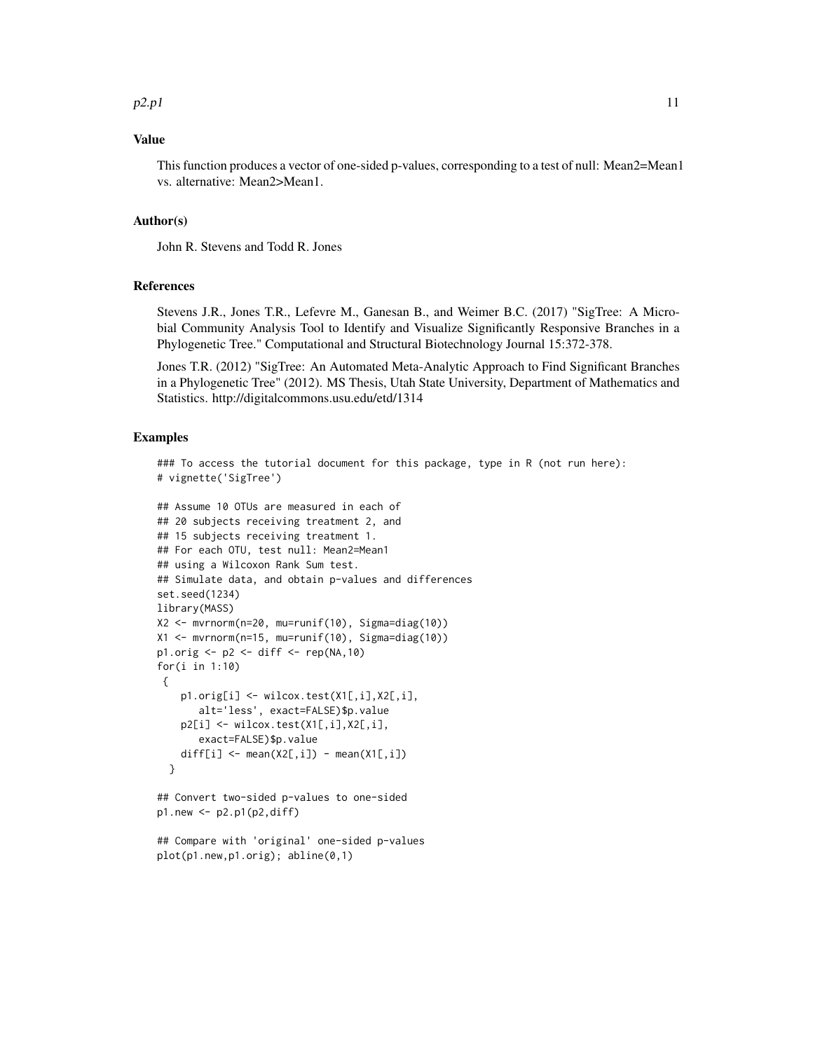### Value

This function produces a vector of one-sided p-values, corresponding to a test of null: Mean2=Mean1 vs. alternative: Mean2>Mean1.

### Author(s)

John R. Stevens and Todd R. Jones

### References

Stevens J.R., Jones T.R., Lefevre M., Ganesan B., and Weimer B.C. (2017) "SigTree: A Microbial Community Analysis Tool to Identify and Visualize Significantly Responsive Branches in a Phylogenetic Tree." Computational and Structural Biotechnology Journal 15:372-378.

Jones T.R. (2012) "SigTree: An Automated Meta-Analytic Approach to Find Significant Branches in a Phylogenetic Tree" (2012). MS Thesis, Utah State University, Department of Mathematics and Statistics. http://digitalcommons.usu.edu/etd/1314

### Examples

```
### To access the tutorial document for this package, type in R (not run here):
# vignette('SigTree')

## Assume 10 OTUs are measured in each of
## 20 subjects receiving treatment 2, and
## 15 subjects receiving treatment 1.
## For each OTU, test null: Mean2=Mean1
## using a Wilcoxon Rank Sum test.
## Simulate data, and obtain p-values and differences
set.seed(1234)
library(MASS)
X2 <- mvrnorm(n=20, mu=runif(10), Sigma=diag(10))
X1 <- mvrnorm(n=15, mu=runif(10), Sigma=diag(10))
p1.orig <- p2 <- diff <- rep(NA,10)
for(i in 1:10)
 {
    p1.orig[i] <- wilcox.test(X1[,i],X2[,i],
       alt='less', exact=FALSE)$p.value
    p2[i] <- wilcox.test(X1[,i],X2[,i],
       exact=FALSE)$p.value
    diff[i] <- mean(X2[,i]) - mean(X1[,i])
  }

## Convert two-sided p-values to one-sided
p1.new <- p2.p1(p2,diff)

## Compare with 'original' one-sided p-values
plot(p1.new,p1.orig); abline(0,1)
```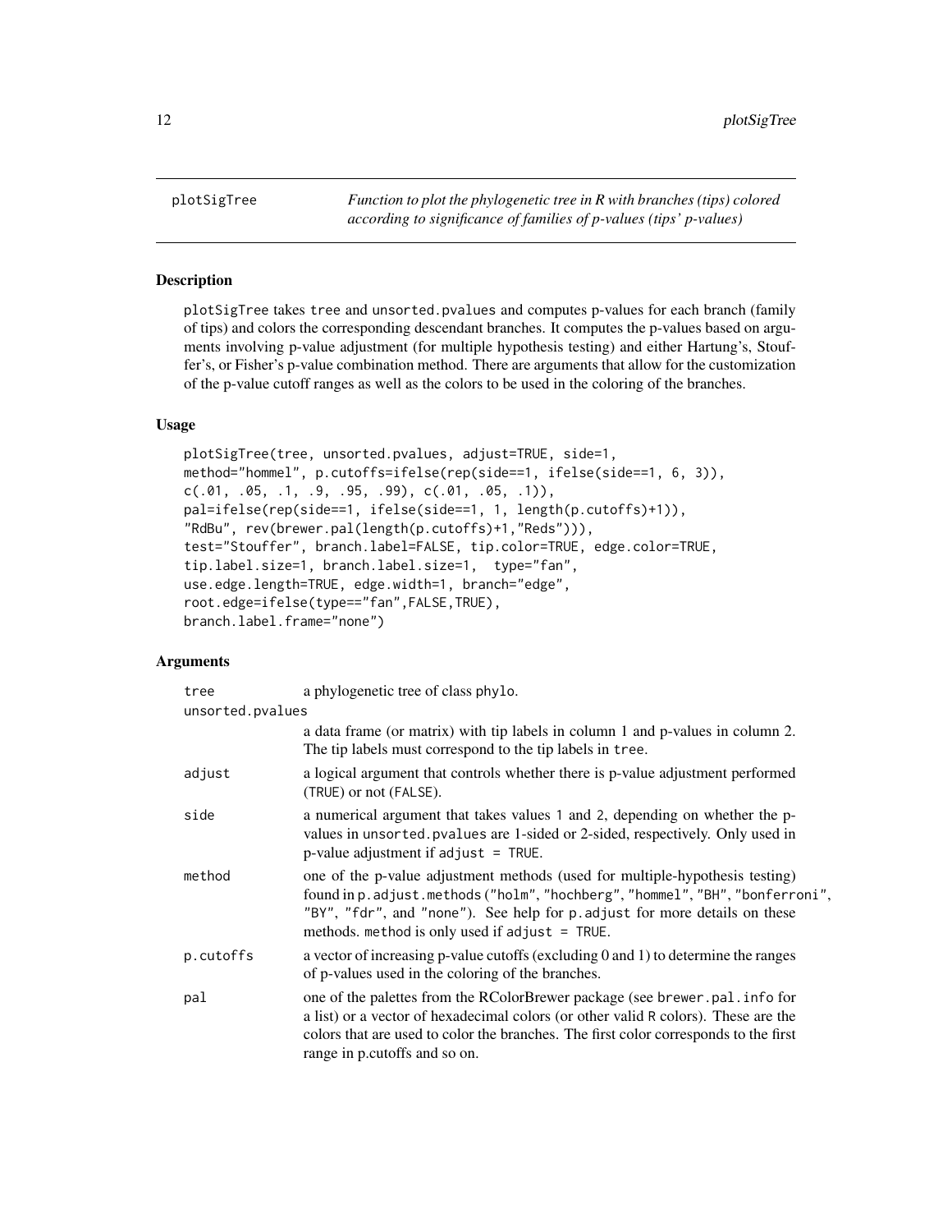plotSigTree — *Function to plot the phylogenetic tree in R with branches (tips) colored according to significance of families of p-values (tips' p-values)*

## Description

plotSigTree takes tree and unsorted.pvalues and computes p-values for each branch (family of tips) and colors the corresponding descendant branches. It computes the p-values based on arguments involving p-value adjustment (for multiple hypothesis testing) and either Hartung's, Stouffer's, or Fisher's p-value combination method. There are arguments that allow for the customization of the p-value cutoff ranges as well as the colors to be used in the coloring of the branches.

## Usage

```
plotSigTree(tree, unsorted.pvalues, adjust=TRUE, side=1,
method="hommel", p.cutoffs=ifelse(rep(side==1, ifelse(side==1, 6, 3)),
c(.01, .05, .1, .9, .95, .99), c(.01, .05, .1)),
pal=ifelse(rep(side==1, ifelse(side==1, 1, length(p.cutoffs)+1)),
"RdBu", rev(brewer.pal(length(p.cutoffs)+1,"Reds"))),
test="Stouffer", branch.label=FALSE, tip.color=TRUE, edge.color=TRUE,
tip.label.size=1, branch.label.size=1,  type="fan",
use.edge.length=TRUE, edge.width=1, branch="edge",
root.edge=ifelse(type=="fan",FALSE,TRUE),
branch.label.frame="none")
```

## Arguments

| | |
|---|---|
| tree | a phylogenetic tree of class phylo. |
| unsorted.pvalues | a data frame (or matrix) with tip labels in column 1 and p-values in column 2. The tip labels must correspond to the tip labels in tree. |
| adjust | a logical argument that controls whether there is p-value adjustment performed (TRUE) or not (FALSE). |
| side | a numerical argument that takes values 1 and 2, depending on whether the p-values in unsorted.pvalues are 1-sided or 2-sided, respectively. Only used in p-value adjustment if adjust = TRUE. |
| method | one of the p-value adjustment methods (used for multiple-hypothesis testing) found in p.adjust.methods ("holm", "hochberg", "hommel", "BH", "bonferroni", "BY", "fdr", and "none"). See help for p.adjust for more details on these methods. method is only used if adjust = TRUE. |
| p.cutoffs | a vector of increasing p-value cutoffs (excluding 0 and 1) to determine the ranges of p-values used in the coloring of the branches. |
| pal | one of the palettes from the RColorBrewer package (see brewer.pal.info for a list) or a vector of hexadecimal colors (or other valid R colors). These are the colors that are used to color the branches. The first color corresponds to the first range in p.cutoffs and so on. |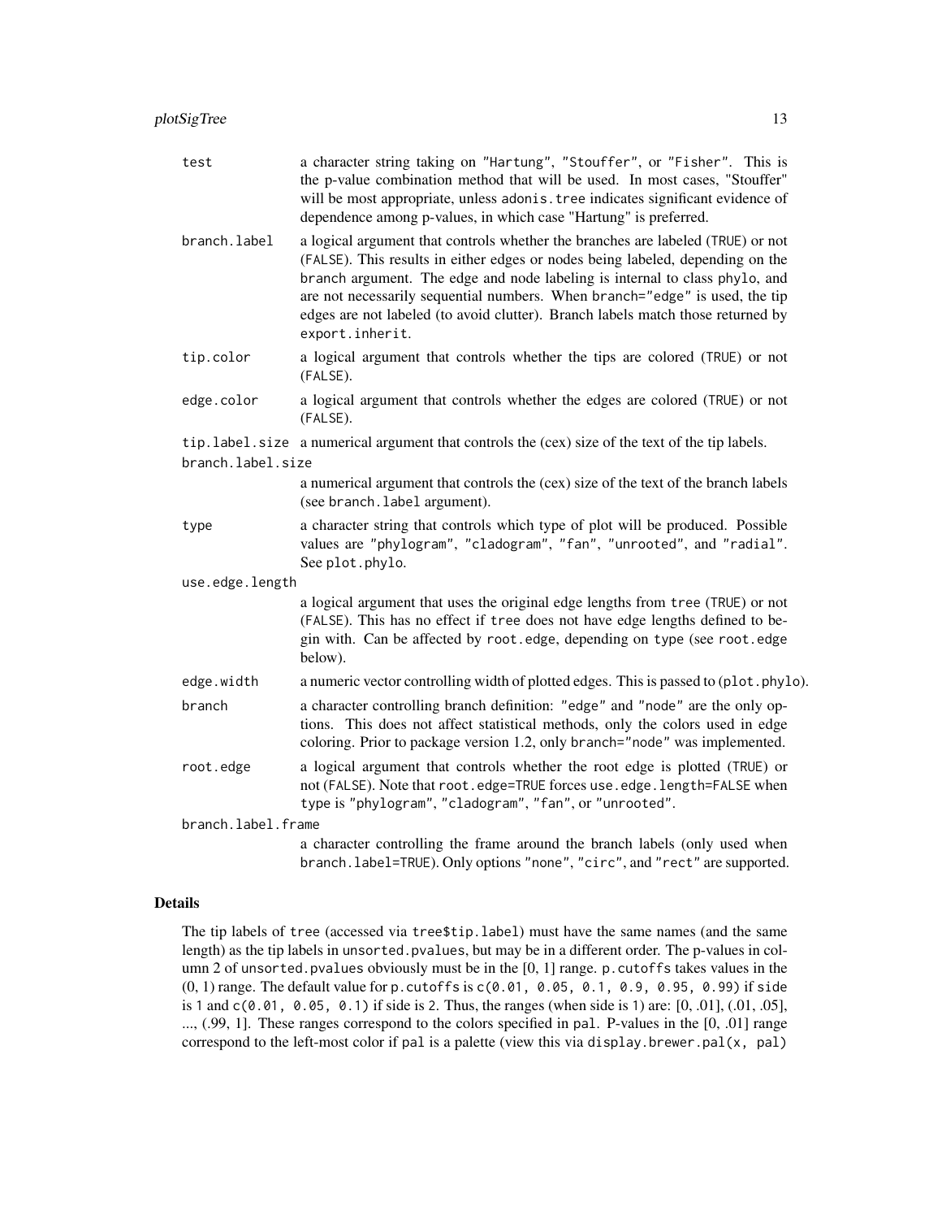`test` a character string taking on "Hartung", "Stouffer", or "Fisher". This is the p-value combination method that will be used. In most cases, "Stouffer" will be most appropriate, unless `adonis.tree` indicates significant evidence of dependence among p-values, in which case "Hartung" is preferred.

`branch.label` a logical argument that controls whether the branches are labeled (`TRUE`) or not (`FALSE`). This results in either edges or nodes being labeled, depending on the `branch` argument. The edge and node labeling is internal to class `phylo`, and are not necessarily sequential numbers. When `branch="edge"` is used, the tip edges are not labeled (to avoid clutter). Branch labels match those returned by `export.inherit`.

`tip.color` a logical argument that controls whether the tips are colored (`TRUE`) or not (`FALSE`).

`edge.color` a logical argument that controls whether the edges are colored (`TRUE`) or not (`FALSE`).

`tip.label.size` a numerical argument that controls the (cex) size of the text of the tip labels.

`branch.label.size`
a numerical argument that controls the (cex) size of the text of the branch labels (see `branch.label` argument).

`type` a character string that controls which type of plot will be produced. Possible values are "phylogram", "cladogram", "fan", "unrooted", and "radial". See `plot.phylo`.

`use.edge.length`
a logical argument that uses the original edge lengths from `tree` (`TRUE`) or not (`FALSE`). This has no effect if `tree` does not have edge lengths defined to begin with. Can be affected by `root.edge`, depending on `type` (see `root.edge` below).

`edge.width` a numeric vector controlling width of plotted edges. This is passed to (`plot.phylo`).

`branch` a character controlling branch definition: "edge" and "node" are the only options. This does not affect statistical methods, only the colors used in edge coloring. Prior to package version 1.2, only `branch="node"` was implemented.

`root.edge` a logical argument that controls whether the root edge is plotted (`TRUE`) or not (`FALSE`). Note that `root.edge=TRUE` forces `use.edge.length=FALSE` when `type` is "phylogram", "cladogram", "fan", or "unrooted".

`branch.label.frame`
a character controlling the frame around the branch labels (only used when `branch.label=TRUE`). Only options "none", "circ", and "rect" are supported.

## Details

The tip labels of `tree` (accessed via `tree$tip.label`) must have the same names (and the same length) as the tip labels in `unsorted.pvalues`, but may be in a different order. The p-values in column 2 of `unsorted.pvalues` obviously must be in the [0, 1] range. `p.cutoffs` takes values in the (0, 1) range. The default value for `p.cutoffs` is `c(0.01, 0.05, 0.1, 0.9, 0.95, 0.99)` if `side` is 1 and `c(0.01, 0.05, 0.1)` if side is 2. Thus, the ranges (when side is 1) are: [0, .01], (.01, .05], ..., (.99, 1]. These ranges correspond to the colors specified in `pal`. P-values in the [0, .01] range correspond to the left-most color if `pal` is a palette (view this via `display.brewer.pal(x, pal)`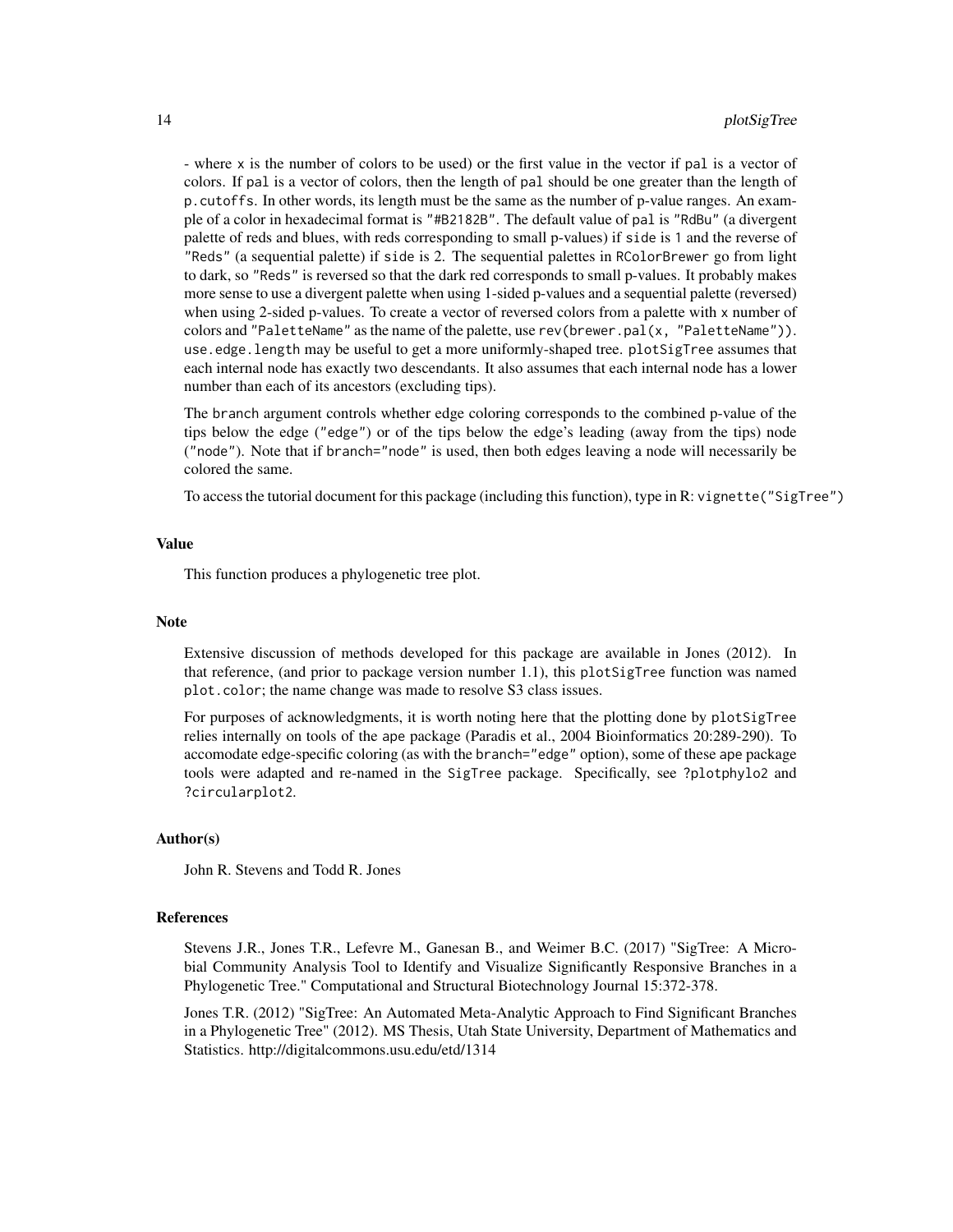- where x is the number of colors to be used) or the first value in the vector if pal is a vector of colors. If pal is a vector of colors, then the length of pal should be one greater than the length of p.cutoffs. In other words, its length must be the same as the number of p-value ranges. An example of a color in hexadecimal format is "#B2182B". The default value of pal is "RdBu" (a divergent palette of reds and blues, with reds corresponding to small p-values) if side is 1 and the reverse of "Reds" (a sequential palette) if side is 2. The sequential palettes in RColorBrewer go from light to dark, so "Reds" is reversed so that the dark red corresponds to small p-values. It probably makes more sense to use a divergent palette when using 1-sided p-values and a sequential palette (reversed) when using 2-sided p-values. To create a vector of reversed colors from a palette with x number of colors and "PaletteName" as the name of the palette, use rev(brewer.pal(x, "PaletteName")). use.edge.length may be useful to get a more uniformly-shaped tree. plotSigTree assumes that each internal node has exactly two descendants. It also assumes that each internal node has a lower number than each of its ancestors (excluding tips).

The branch argument controls whether edge coloring corresponds to the combined p-value of the tips below the edge ("edge") or of the tips below the edge's leading (away from the tips) node ("node"). Note that if branch="node" is used, then both edges leaving a node will necessarily be colored the same.

To access the tutorial document for this package (including this function), type in R: vignette("SigTree")

## Value

This function produces a phylogenetic tree plot.

## Note

Extensive discussion of methods developed for this package are available in Jones (2012). In that reference, (and prior to package version number 1.1), this plotSigTree function was named plot.color; the name change was made to resolve S3 class issues.

For purposes of acknowledgments, it is worth noting here that the plotting done by plotSigTree relies internally on tools of the ape package (Paradis et al., 2004 Bioinformatics 20:289-290). To accomodate edge-specific coloring (as with the branch="edge" option), some of these ape package tools were adapted and re-named in the SigTree package. Specifically, see ?plotphylo2 and ?circularplot2.

## Author(s)

John R. Stevens and Todd R. Jones

## References

Stevens J.R., Jones T.R., Lefevre M., Ganesan B., and Weimer B.C. (2017) "SigTree: A Microbial Community Analysis Tool to Identify and Visualize Significantly Responsive Branches in a Phylogenetic Tree." Computational and Structural Biotechnology Journal 15:372-378.

Jones T.R. (2012) "SigTree: An Automated Meta-Analytic Approach to Find Significant Branches in a Phylogenetic Tree" (2012). MS Thesis, Utah State University, Department of Mathematics and Statistics. http://digitalcommons.usu.edu/etd/1314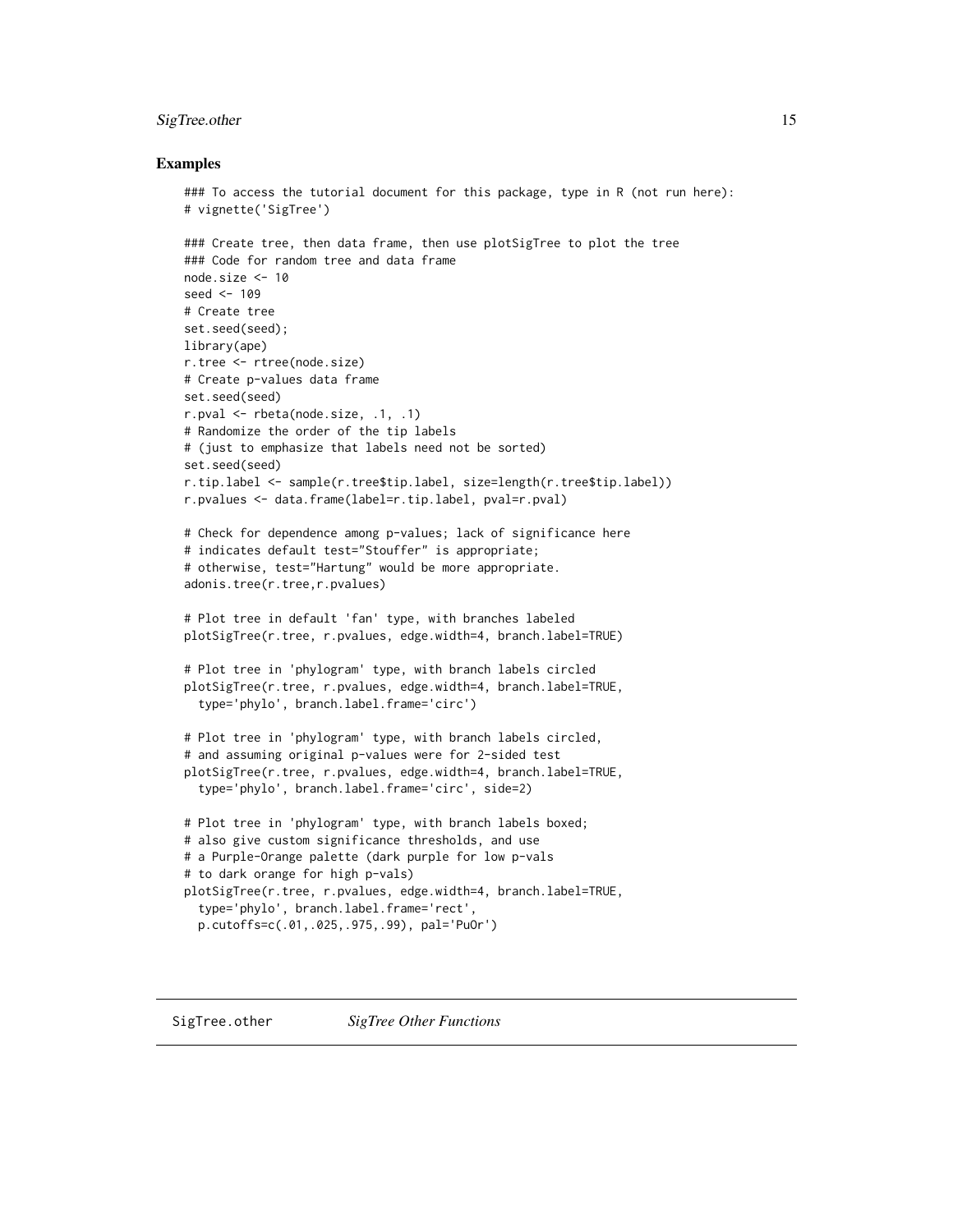## Examples

```
### To access the tutorial document for this package, type in R (not run here):
# vignette('SigTree')

### Create tree, then data frame, then use plotSigTree to plot the tree
### Code for random tree and data frame
node.size <- 10
seed <- 109
# Create tree
set.seed(seed);
library(ape)
r.tree <- rtree(node.size)
# Create p-values data frame
set.seed(seed)
r.pval <- rbeta(node.size, .1, .1)
# Randomize the order of the tip labels
# (just to emphasize that labels need not be sorted)
set.seed(seed)
r.tip.label <- sample(r.tree$tip.label, size=length(r.tree$tip.label))
r.pvalues <- data.frame(label=r.tip.label, pval=r.pval)

# Check for dependence among p-values; lack of significance here
# indicates default test="Stouffer" is appropriate;
# otherwise, test="Hartung" would be more appropriate.
adonis.tree(r.tree,r.pvalues)

# Plot tree in default 'fan' type, with branches labeled
plotSigTree(r.tree, r.pvalues, edge.width=4, branch.label=TRUE)

# Plot tree in 'phylogram' type, with branch labels circled
plotSigTree(r.tree, r.pvalues, edge.width=4, branch.label=TRUE,
  type='phylo', branch.label.frame='circ')

# Plot tree in 'phylogram' type, with branch labels circled,
# and assuming original p-values were for 2-sided test
plotSigTree(r.tree, r.pvalues, edge.width=4, branch.label=TRUE,
  type='phylo', branch.label.frame='circ', side=2)

# Plot tree in 'phylogram' type, with branch labels boxed;
# also give custom significance thresholds, and use
# a Purple-Orange palette (dark purple for low p-vals
# to dark orange for high p-vals)
plotSigTree(r.tree, r.pvalues, edge.width=4, branch.label=TRUE,
  type='phylo', branch.label.frame='rect',
  p.cutoffs=c(.01,.025,.975,.99), pal='PuOr')
```

---

SigTree.other *SigTree Other Functions*

---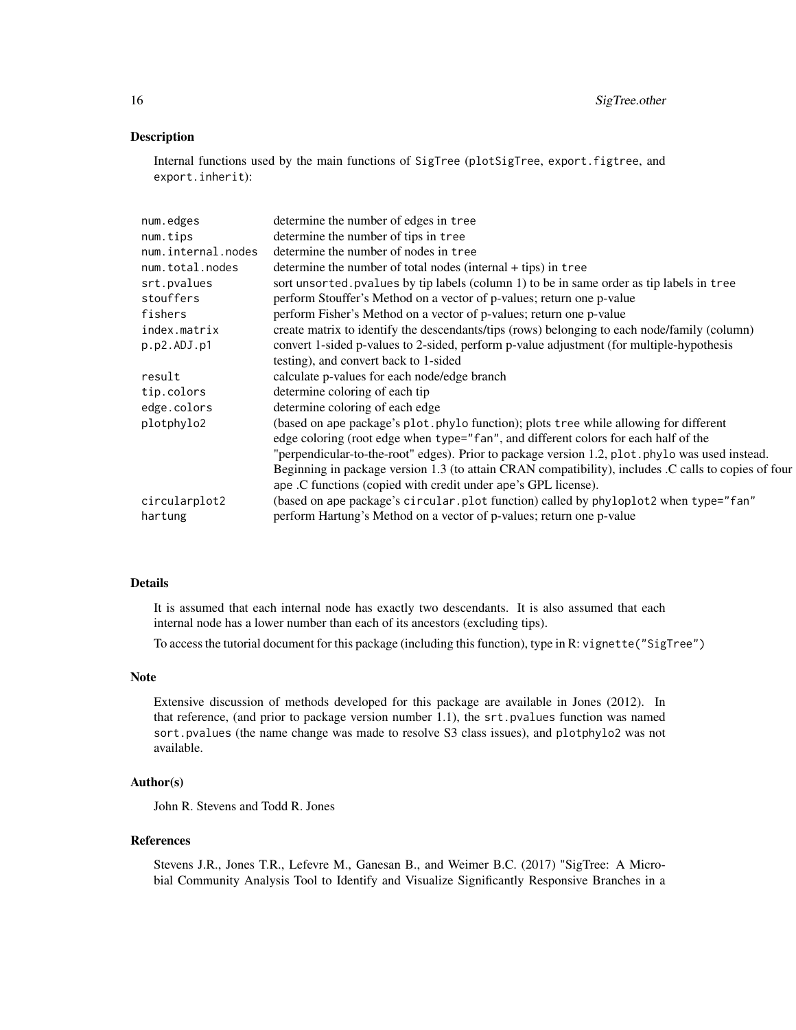## Description

Internal functions used by the main functions of SigTree (plotSigTree, export.figtree, and export.inherit):

| | |
|---|---|
| num.edges | determine the number of edges in tree |
| num.tips | determine the number of tips in tree |
| num.internal.nodes | determine the number of nodes in tree |
| num.total.nodes | determine the number of total nodes (internal + tips) in tree |
| srt.pvalues | sort unsorted.pvalues by tip labels (column 1) to be in same order as tip labels in tree |
| stouffers | perform Stouffer's Method on a vector of p-values; return one p-value |
| fishers | perform Fisher's Method on a vector of p-values; return one p-value |
| index.matrix | create matrix to identify the descendants/tips (rows) belonging to each node/family (column) |
| p.p2.ADJ.p1 | convert 1-sided p-values to 2-sided, perform p-value adjustment (for multiple-hypothesis testing), and convert back to 1-sided |
| result | calculate p-values for each node/edge branch |
| tip.colors | determine coloring of each tip |
| edge.colors | determine coloring of each edge |
| plotphylo2 | (based on ape package's plot.phylo function); plots tree while allowing for different edge coloring (root edge when type="fan", and different colors for each half of the "perpendicular-to-the-root" edges). Prior to package version 1.2, plot.phylo was used instead. Beginning in package version 1.3 (to attain CRAN compatibility), includes .C calls to copies of four ape .C functions (copied with credit under ape's GPL license). |
| circularplot2 | (based on ape package's circular.plot function) called by phyloplot2 when type="fan" |
| hartung | perform Hartung's Method on a vector of p-values; return one p-value |

## Details

It is assumed that each internal node has exactly two descendants. It is also assumed that each internal node has a lower number than each of its ancestors (excluding tips).

To access the tutorial document for this package (including this function), type in R: vignette("SigTree")

## Note

Extensive discussion of methods developed for this package are available in Jones (2012). In that reference, (and prior to package version number 1.1), the srt.pvalues function was named sort.pvalues (the name change was made to resolve S3 class issues), and plotphylo2 was not available.

## Author(s)

John R. Stevens and Todd R. Jones

## References

Stevens J.R., Jones T.R., Lefevre M., Ganesan B., and Weimer B.C. (2017) "SigTree: A Microbial Community Analysis Tool to Identify and Visualize Significantly Responsive Branches in a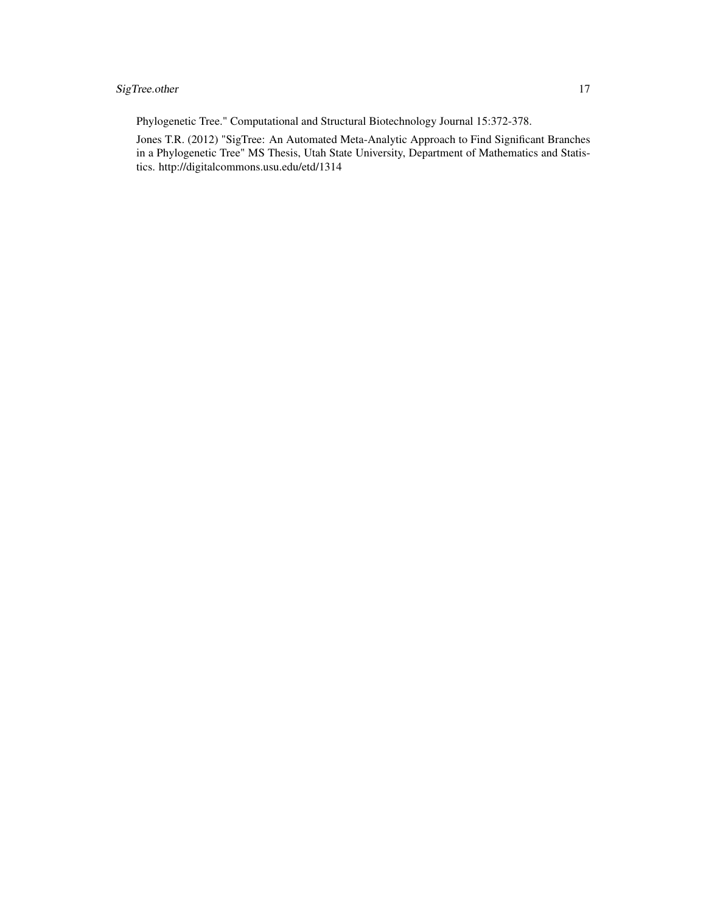Phylogenetic Tree." Computational and Structural Biotechnology Journal 15:372-378.

Jones T.R. (2012) "SigTree: An Automated Meta-Analytic Approach to Find Significant Branches in a Phylogenetic Tree" MS Thesis, Utah State University, Department of Mathematics and Statistics. http://digitalcommons.usu.edu/etd/1314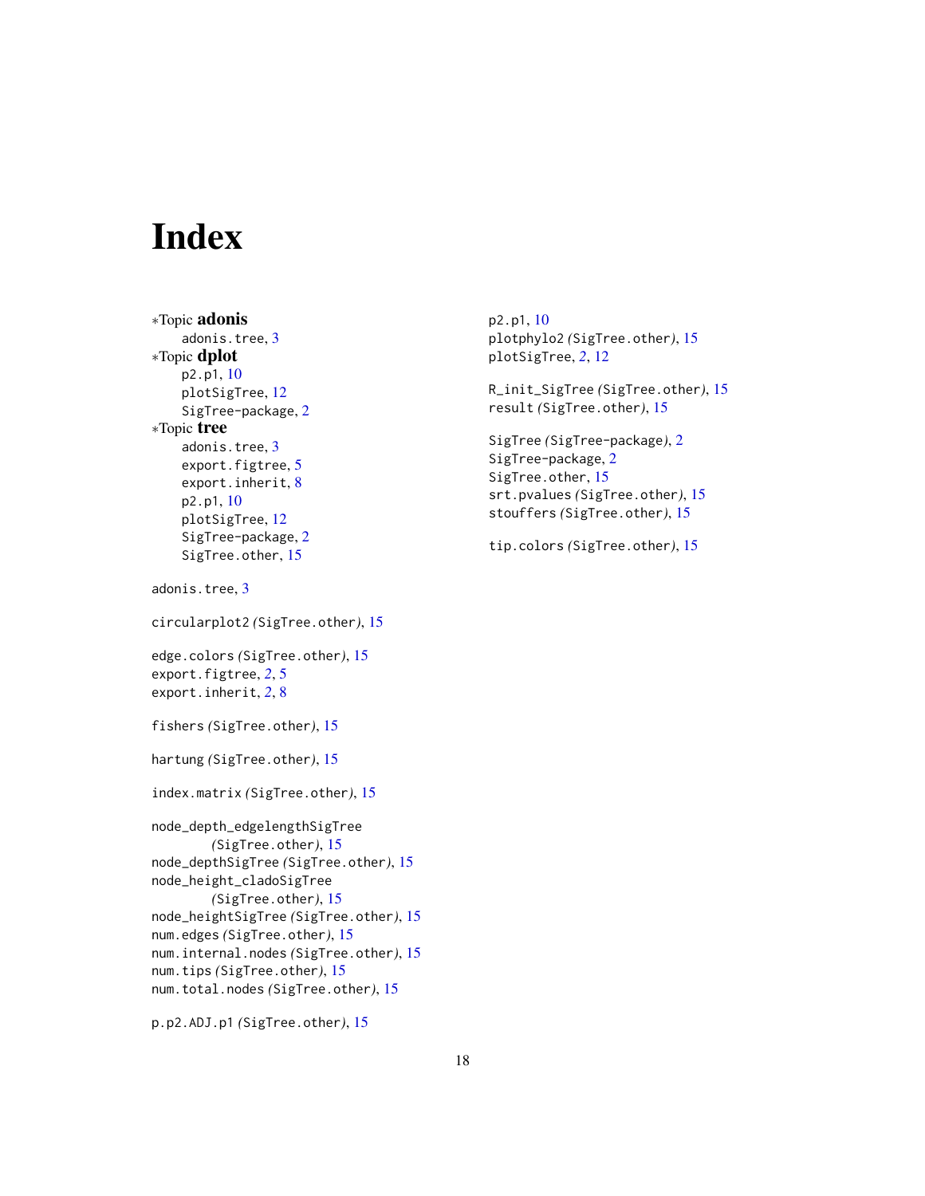# Index

∗Topic **adonis**
- adonis.tree, 3

∗Topic **dplot**
- p2.p1, 10
- plotSigTree, 12
- SigTree-package, 2

∗Topic **tree**
- adonis.tree, 3
- export.figtree, 5
- export.inherit, 8
- p2.p1, 10
- plotSigTree, 12
- SigTree-package, 2
- SigTree.other, 15

adonis.tree, 3

circularplot2 *(SigTree.other)*, 15

edge.colors *(SigTree.other)*, 15
export.figtree, *2*, 5
export.inherit, *2*, 8

fishers *(SigTree.other)*, 15

hartung *(SigTree.other)*, 15

index.matrix *(SigTree.other)*, 15

node_depth_edgelengthSigTree *(SigTree.other)*, 15
node_depthSigTree *(SigTree.other)*, 15
node_height_cladoSigTree *(SigTree.other)*, 15
node_heightSigTree *(SigTree.other)*, 15
num.edges *(SigTree.other)*, 15
num.internal.nodes *(SigTree.other)*, 15
num.tips *(SigTree.other)*, 15
num.total.nodes *(SigTree.other)*, 15

p.p2.ADJ.p1 *(SigTree.other)*, 15
p2.p1, 10
plotphylo2 *(SigTree.other)*, 15
plotSigTree, *2*, 12

R_init_SigTree *(SigTree.other)*, 15
result *(SigTree.other)*, 15

SigTree *(SigTree-package)*, 2
SigTree-package, 2
SigTree.other, 15
srt.pvalues *(SigTree.other)*, 15
stouffers *(SigTree.other)*, 15

tip.colors *(SigTree.other)*, 15